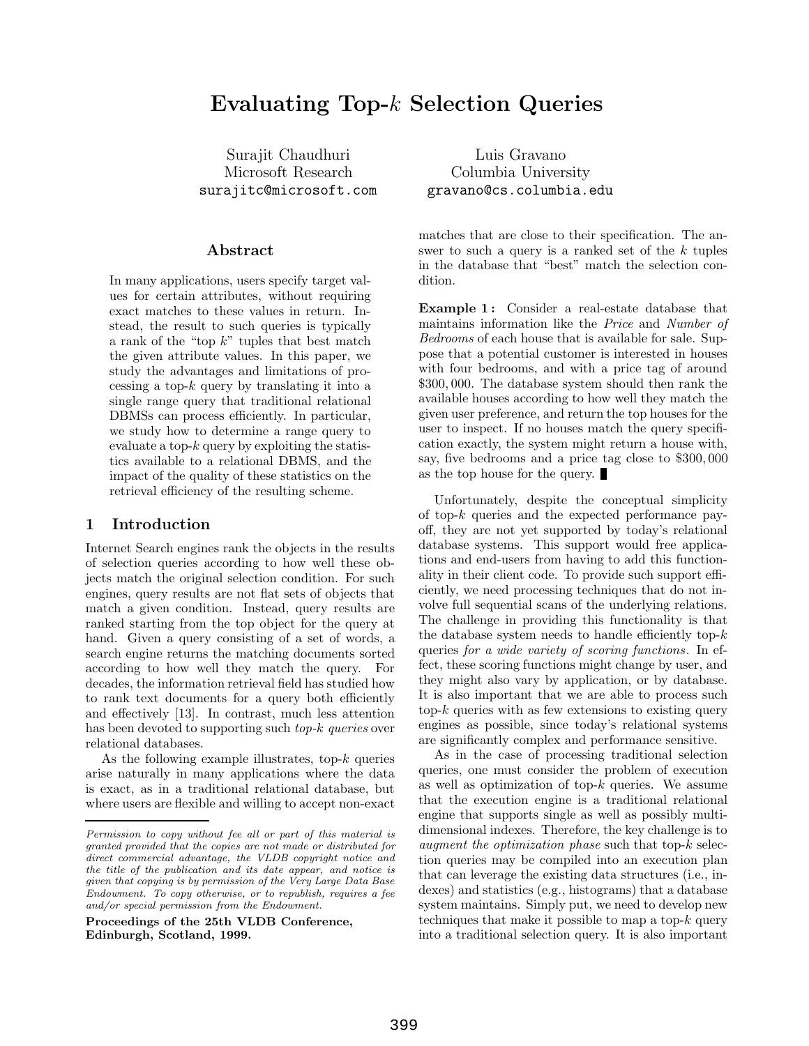# Evaluating Top-$k$ Selection Queries

Surajit Chaudhuri
Microsoft Research
surajitc@microsoft.com

Luis Gravano
Columbia University
gravano@cs.columbia.edu

## Abstract

In many applications, users specify target values for certain attributes, without requiring exact matches to these values in return. Instead, the result to such queries is typically a rank of the "top $k$" tuples that best match the given attribute values. In this paper, we study the advantages and limitations of processing a top-$k$ query by translating it into a single range query that traditional relational DBMSs can process efficiently. In particular, we study how to determine a range query to evaluate a top-$k$ query by exploiting the statistics available to a relational DBMS, and the impact of the quality of these statistics on the retrieval efficiency of the resulting scheme.

## 1 Introduction

Internet Search engines rank the objects in the results of selection queries according to how well these objects match the original selection condition. For such engines, query results are not flat sets of objects that match a given condition. Instead, query results are ranked starting from the top object for the query at hand. Given a query consisting of a set of words, a search engine returns the matching documents sorted according to how well they match the query. For decades, the information retrieval field has studied how to rank text documents for a query both efficiently and effectively [13]. In contrast, much less attention has been devoted to supporting such *top-k queries* over relational databases.

As the following example illustrates, top-$k$ queries arise naturally in many applications where the data is exact, as in a traditional relational database, but where users are flexible and willing to accept non-exact matches that are close to their specification. The answer to such a query is a ranked set of the $k$ tuples in the database that "best" match the selection condition.

**Example 1 :** Consider a real-estate database that maintains information like the *Price* and *Number of Bedrooms* of each house that is available for sale. Suppose that a potential customer is interested in houses with four bedrooms, and with a price tag of around \$300,000. The database system should then rank the available houses according to how well they match the given user preference, and return the top houses for the user to inspect. If no houses match the query specification exactly, the system might return a house with, say, five bedrooms and a price tag close to \$300,000 as the top house for the query. ∎

Unfortunately, despite the conceptual simplicity of top-$k$ queries and the expected performance payoff, they are not yet supported by today's relational database systems. This support would free applications and end-users from having to add this functionality in their client code. To provide such support efficiently, we need processing techniques that do not involve full sequential scans of the underlying relations. The challenge in providing this functionality is that the database system needs to handle efficiently top-$k$ queries *for a wide variety of scoring functions*. In effect, these scoring functions might change by user, and they might also vary by application, or by database. It is also important that we are able to process such top-$k$ queries with as few extensions to existing query engines as possible, since today's relational systems are significantly complex and performance sensitive.

As in the case of processing traditional selection queries, one must consider the problem of execution as well as optimization of top-$k$ queries. We assume that the execution engine is a traditional relational engine that supports single as well as possibly multidimensional indexes. Therefore, the key challenge is to *augment the optimization phase* such that top-$k$ selection queries may be compiled into an execution plan that can leverage the existing data structures (i.e., indexes) and statistics (e.g., histograms) that a database system maintains. Simply put, we need to develop new techniques that make it possible to map a top-$k$ query into a traditional selection query. It is also important

*Permission to copy without fee all or part of this material is granted provided that the copies are not made or distributed for direct commercial advantage, the VLDB copyright notice and the title of the publication and its date appear, and notice is given that copying is by permission of the Very Large Data Base Endowment. To copy otherwise, or to republish, requires a fee and/or special permission from the Endowment.*

**Proceedings of the 25th VLDB Conference, Edinburgh, Scotland, 1999.**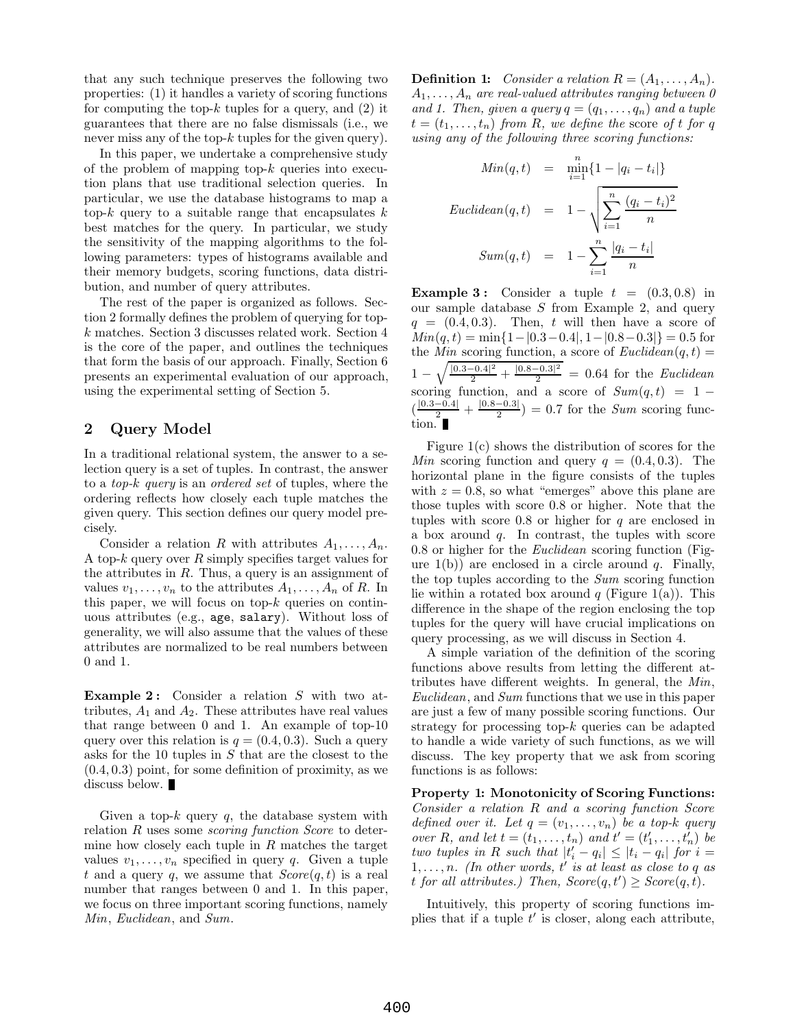that any such technique preserves the following two properties: (1) it handles a variety of scoring functions for computing the top-$k$ tuples for a query, and (2) it guarantees that there are no false dismissals (i.e., we never miss any of the top-$k$ tuples for the given query).

In this paper, we undertake a comprehensive study of the problem of mapping top-$k$ queries into execution plans that use traditional selection queries. In particular, we use the database histograms to map a top-$k$ query to a suitable range that encapsulates $k$ best matches for the query. In particular, we study the sensitivity of the mapping algorithms to the following parameters: types of histograms available and their memory budgets, scoring functions, data distribution, and number of query attributes.

The rest of the paper is organized as follows. Section 2 formally defines the problem of querying for top-$k$ matches. Section 3 discusses related work. Section 4 is the core of the paper, and outlines the techniques that form the basis of our approach. Finally, Section 6 presents an experimental evaluation of our approach, using the experimental setting of Section 5.

## 2 Query Model

In a traditional relational system, the answer to a selection query is a set of tuples. In contrast, the answer to a *top-k query* is an *ordered set* of tuples, where the ordering reflects how closely each tuple matches the given query. This section defines our query model precisely.

Consider a relation $R$ with attributes $A_1, \ldots, A_n$. A top-$k$ query over $R$ simply specifies target values for the attributes in $R$. Thus, a query is an assignment of values $v_1, \ldots, v_n$ to the attributes $A_1, \ldots, A_n$ of $R$. In this paper, we will focus on top-$k$ queries on continuous attributes (e.g., `age`, `salary`). Without loss of generality, we will also assume that the values of these attributes are normalized to be real numbers between 0 and 1.

**Example 2 :** Consider a relation $S$ with two attributes, $A_1$ and $A_2$. These attributes have real values that range between 0 and 1. An example of top-10 query over this relation is $q = (0.4, 0.3)$. Such a query asks for the 10 tuples in $S$ that are the closest to the $(0.4, 0.3)$ point, for some definition of proximity, as we discuss below. ∎

Given a top-$k$ query $q$, the database system with relation $R$ uses some *scoring function Score* to determine how closely each tuple in $R$ matches the target values $v_1, \ldots, v_n$ specified in query $q$. Given a tuple $t$ and a query $q$, we assume that $Score(q, t)$ is a real number that ranges between 0 and 1. In this paper, we focus on three important scoring functions, namely *Min*, *Euclidean*, and *Sum*.

**Definition 1:** *Consider a relation $R = (A_1, \ldots, A_n)$. $A_1, \ldots, A_n$ are real-valued attributes ranging between 0 and 1. Then, given a query $q = (q_1, \ldots, q_n)$ and a tuple $t = (t_1, \ldots, t_n)$ from $R$, we define the* score *of $t$ for $q$ using any of the following three scoring functions:*

$$Min(q,t) = \min_{i=1}^{n}\{1 - |q_i - t_i|\}$$

$$Euclidean(q,t) = 1 - \sqrt{\sum_{i=1}^{n} \frac{(q_i - t_i)^2}{n}}$$

$$Sum(q,t) = 1 - \sum_{i=1}^{n} \frac{|q_i - t_i|}{n}$$

**Example 3 :** Consider a tuple $t = (0.3, 0.8)$ in our sample database $S$ from Example 2, and query $q = (0.4, 0.3)$. Then, $t$ will then have a score of $Min(q,t) = \min\{1 - |0.3 - 0.4|, 1 - |0.8 - 0.3|\} = 0.5$ for the *Min* scoring function, a score of $Euclidean(q,t) = 1 - \sqrt{\frac{|0.3-0.4|^2}{2} + \frac{|0.8-0.3|^2}{2}} = 0.64$ for the *Euclidean* scoring function, and a score of $Sum(q,t) = 1 - (\frac{|0.3-0.4|}{2} + \frac{|0.8-0.3|}{2}) = 0.7$ for the *Sum* scoring function. ∎

Figure 1(c) shows the distribution of scores for the *Min* scoring function and query $q = (0.4, 0.3)$. The horizontal plane in the figure consists of the tuples with $z = 0.8$, so what "emerges" above this plane are those tuples with score 0.8 or higher. Note that the tuples with score 0.8 or higher for $q$ are enclosed in a box around $q$. In contrast, the tuples with score 0.8 or higher for the *Euclidean* scoring function (Figure 1(b)) are enclosed in a circle around $q$. Finally, the top tuples according to the *Sum* scoring function lie within a rotated box around $q$ (Figure 1(a)). This difference in the shape of the region enclosing the top tuples for the query will have crucial implications on query processing, as we will discuss in Section 4.

A simple variation of the definition of the scoring functions above results from letting the different attributes have different weights. In general, the *Min*, *Euclidean*, and *Sum* functions that we use in this paper are just a few of many possible scoring functions. Our strategy for processing top-$k$ queries can be adapted to handle a wide variety of such functions, as we will discuss. The key property that we ask from scoring functions is as follows:

**Property 1: Monotonicity of Scoring Functions:** *Consider a relation $R$ and a scoring function Score defined over it. Let $q = (v_1, \ldots, v_n)$ be a top-k query over $R$, and let $t = (t_1, \ldots, t_n)$ and $t' = (t'_1, \ldots, t'_n)$ be two tuples in $R$ such that $|t'_i - q_i| \leq |t_i - q_i|$ for $i = 1, \ldots, n$. (In other words, $t'$ is at least as close to $q$ as $t$ for all attributes.) Then, $Score(q, t') \geq Score(q, t)$.*

Intuitively, this property of scoring functions implies that if a tuple $t'$ is closer, along each attribute,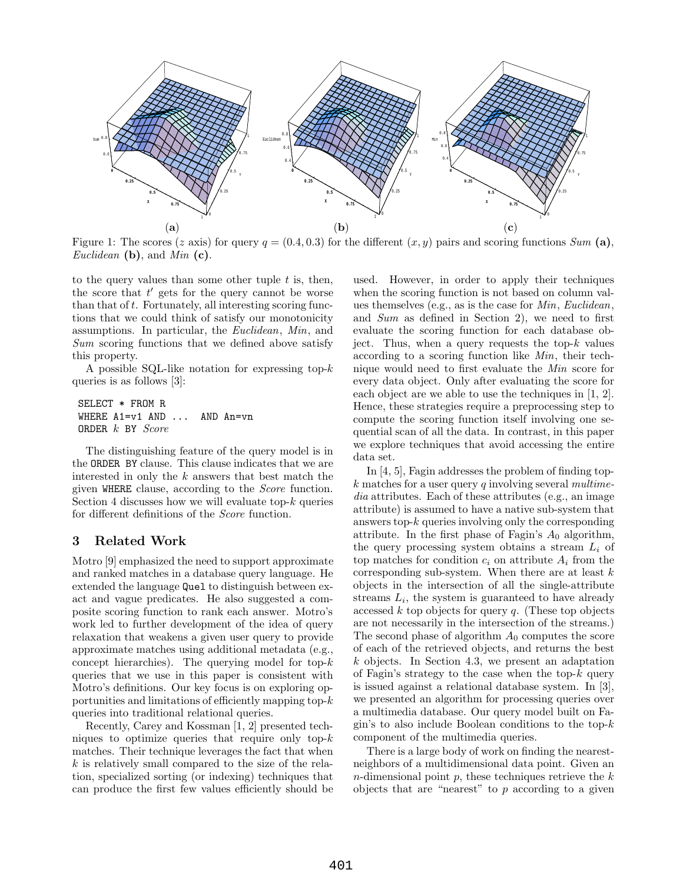Figure 1: The scores ($z$ axis) for query $q = (0.4, 0.3)$ for the different $(x, y)$ pairs and scoring functions *Sum* **(a)**, *Euclidean* **(b)**, and *Min* **(c)**.

to the query values than some other tuple $t$ is, then, the score that $t'$ gets for the query cannot be worse than that of $t$. Fortunately, all interesting scoring functions that we could think of satisfy our monotonicity assumptions. In particular, the *Euclidean*, *Min*, and *Sum* scoring functions that we defined above satisfy this property.

A possible SQL-like notation for expressing top-$k$ queries is as follows [3]:

```
SELECT * FROM R
WHERE A1=v1 AND ...  AND An=vn
ORDER k BY Score
```

The distinguishing feature of the query model is in the `ORDER BY` clause. This clause indicates that we are interested in only the $k$ answers that best match the given `WHERE` clause, according to the *Score* function. Section 4 discusses how we will evaluate top-$k$ queries for different definitions of the *Score* function.

## 3 Related Work

Motro [9] emphasized the need to support approximate and ranked matches in a database query language. He extended the language `Quel` to distinguish between exact and vague predicates. He also suggested a composite scoring function to rank each answer. Motro's work led to further development of the idea of query relaxation that weakens a given user query to provide approximate matches using additional metadata (e.g., concept hierarchies). The querying model for top-$k$ queries that we use in this paper is consistent with Motro's definitions. Our key focus is on exploring opportunities and limitations of efficiently mapping top-$k$ queries into traditional relational queries.

Recently, Carey and Kossman [1, 2] presented techniques to optimize queries that require only top-$k$ matches. Their technique leverages the fact that when $k$ is relatively small compared to the size of the relation, specialized sorting (or indexing) techniques that can produce the first few values efficiently should be used. However, in order to apply their techniques when the scoring function is not based on column values themselves (e.g., as is the case for *Min*, *Euclidean*, and *Sum* as defined in Section 2), we need to first evaluate the scoring function for each database object. Thus, when a query requests the top-$k$ values according to a scoring function like *Min*, their technique would need to first evaluate the *Min* score for every data object. Only after evaluating the score for each object are we able to use the techniques in [1, 2]. Hence, these strategies require a preprocessing step to compute the scoring function itself involving one sequential scan of all the data. In contrast, in this paper we explore techniques that avoid accessing the entire data set.

In [4, 5], Fagin addresses the problem of finding top-$k$ matches for a user query $q$ involving several *multimedia* attributes. Each of these attributes (e.g., an image attribute) is assumed to have a native sub-system that answers top-$k$ queries involving only the corresponding attribute. In the first phase of Fagin's $A_0$ algorithm, the query processing system obtains a stream $L_i$ of top matches for condition $c_i$ on attribute $A_i$ from the corresponding sub-system. When there are at least $k$ objects in the intersection of all the single-attribute streams $L_i$, the system is guaranteed to have already accessed $k$ top objects for query $q$. (These top objects are not necessarily in the intersection of the streams.) The second phase of algorithm $A_0$ computes the score of each of the retrieved objects, and returns the best $k$ objects. In Section 4.3, we present an adaptation of Fagin's strategy to the case when the top-$k$ query is issued against a relational database system. In [3], we presented an algorithm for processing queries over a multimedia database. Our query model built on Fagin's to also include Boolean conditions to the top-$k$ component of the multimedia queries.

There is a large body of work on finding the nearest-neighbors of a multidimensional data point. Given an $n$-dimensional point $p$, these techniques retrieve the $k$ objects that are "nearest" to $p$ according to a given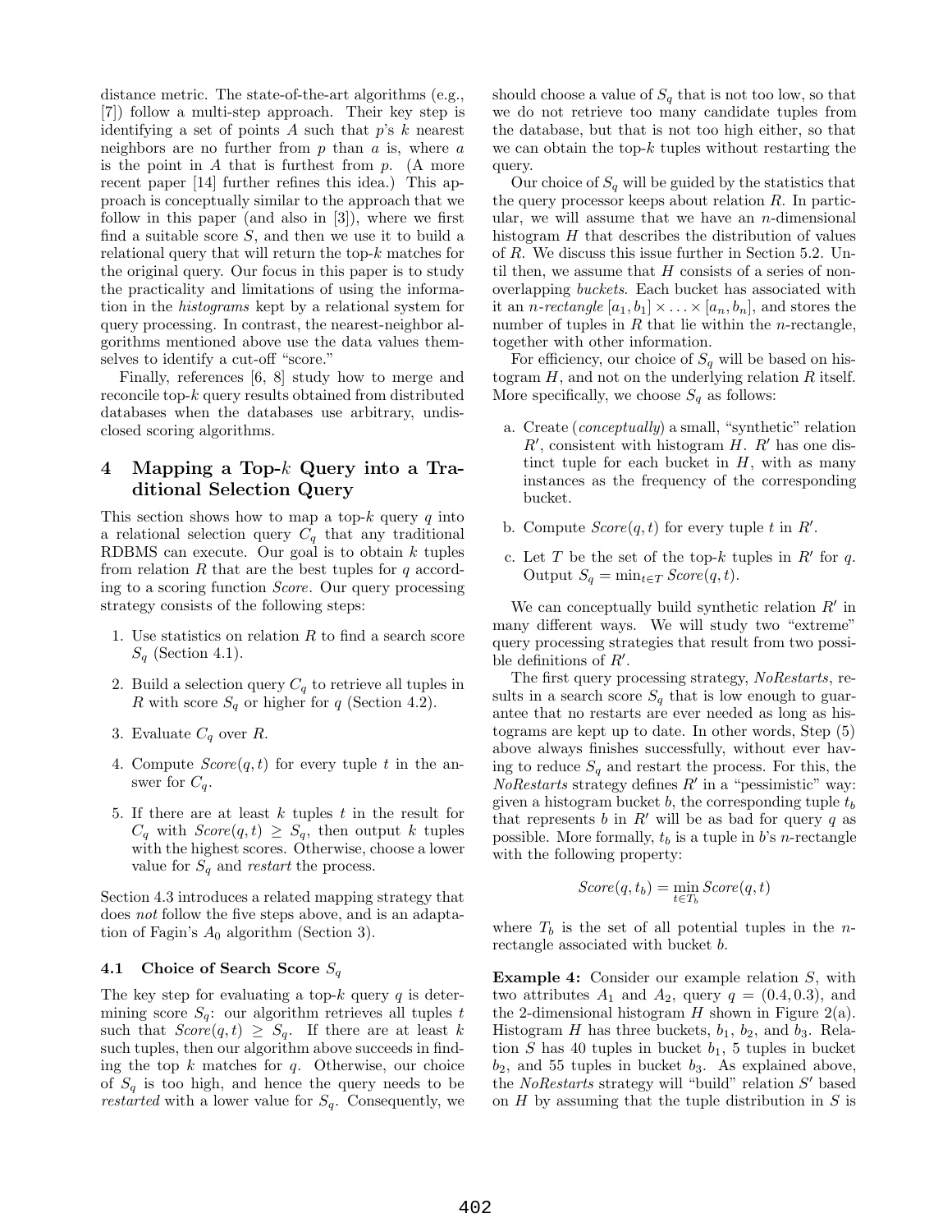distance metric. The state-of-the-art algorithms (e.g., [7]) follow a multi-step approach. Their key step is identifying a set of points $A$ such that $p$'s $k$ nearest neighbors are no further from $p$ than $a$ is, where $a$ is the point in $A$ that is furthest from $p$. (A more recent paper [14] further refines this idea.) This approach is conceptually similar to the approach that we follow in this paper (and also in [3]), where we first find a suitable score $S$, and then we use it to build a relational query that will return the top-$k$ matches for the original query. Our focus in this paper is to study the practicality and limitations of using the information in the *histograms* kept by a relational system for query processing. In contrast, the nearest-neighbor algorithms mentioned above use the data values themselves to identify a cut-off "score."

Finally, references [6, 8] study how to merge and reconcile top-$k$ query results obtained from distributed databases when the databases use arbitrary, undisclosed scoring algorithms.

## 4 Mapping a Top-$k$ Query into a Traditional Selection Query

This section shows how to map a top-$k$ query $q$ into a relational selection query $C_q$ that any traditional RDBMS can execute. Our goal is to obtain $k$ tuples from relation $R$ that are the best tuples for $q$ according to a scoring function *Score*. Our query processing strategy consists of the following steps:

1. Use statistics on relation $R$ to find a search score $S_q$ (Section 4.1).
2. Build a selection query $C_q$ to retrieve all tuples in $R$ with score $S_q$ or higher for $q$ (Section 4.2).
3. Evaluate $C_q$ over $R$.
4. Compute $Score(q, t)$ for every tuple $t$ in the answer for $C_q$.
5. If there are at least $k$ tuples $t$ in the result for $C_q$ with $Score(q, t) \geq S_q$, then output $k$ tuples with the highest scores. Otherwise, choose a lower value for $S_q$ and *restart* the process.

Section 4.3 introduces a related mapping strategy that does *not* follow the five steps above, and is an adaptation of Fagin's $A_0$ algorithm (Section 3).

### 4.1 Choice of Search Score $S_q$

The key step for evaluating a top-$k$ query $q$ is determining score $S_q$: our algorithm retrieves all tuples $t$ such that $Score(q, t) \geq S_q$. If there are at least $k$ such tuples, then our algorithm above succeeds in finding the top $k$ matches for $q$. Otherwise, our choice of $S_q$ is too high, and hence the query needs to be *restarted* with a lower value for $S_q$. Consequently, we should choose a value of $S_q$ that is not too low, so that we do not retrieve too many candidate tuples from the database, but that is not too high either, so that we can obtain the top-$k$ tuples without restarting the query.

Our choice of $S_q$ will be guided by the statistics that the query processor keeps about relation $R$. In particular, we will assume that we have an $n$-dimensional histogram $H$ that describes the distribution of values of $R$. We discuss this issue further in Section 5.2. Until then, we assume that $H$ consists of a series of non-overlapping *buckets*. Each bucket has associated with it an *n-rectangle* $[a_1, b_1] \times \ldots \times [a_n, b_n]$, and stores the number of tuples in $R$ that lie within the $n$-rectangle, together with other information.

For efficiency, our choice of $S_q$ will be based on histogram $H$, and not on the underlying relation $R$ itself. More specifically, we choose $S_q$ as follows:

a. Create (*conceptually*) a small, "synthetic" relation $R'$, consistent with histogram $H$. $R'$ has one distinct tuple for each bucket in $H$, with as many instances as the frequency of the corresponding bucket.

b. Compute $Score(q, t)$ for every tuple $t$ in $R'$.

c. Let $T$ be the set of the top-$k$ tuples in $R'$ for $q$. Output $S_q = \min_{t \in T} Score(q, t)$.

We can conceptually build synthetic relation $R'$ in many different ways. We will study two "extreme" query processing strategies that result from two possible definitions of $R'$.

The first query processing strategy, *NoRestarts*, results in a search score $S_q$ that is low enough to guarantee that no restarts are ever needed as long as histograms are kept up to date. In other words, Step (5) above always finishes successfully, without ever having to reduce $S_q$ and restart the process. For this, the *NoRestarts* strategy defines $R'$ in a "pessimistic" way: given a histogram bucket $b$, the corresponding tuple $t_b$ that represents $b$ in $R'$ will be as bad for query $q$ as possible. More formally, $t_b$ is a tuple in $b$'s $n$-rectangle with the following property:

$$Score(q, t_b) = \min_{t \in T_b} Score(q, t)$$

where $T_b$ is the set of all potential tuples in the $n$-rectangle associated with bucket $b$.

**Example 4:** Consider our example relation $S$, with two attributes $A_1$ and $A_2$, query $q = (0.4, 0.3)$, and the 2-dimensional histogram $H$ shown in Figure 2(a). Histogram $H$ has three buckets, $b_1$, $b_2$, and $b_3$. Relation $S$ has 40 tuples in bucket $b_1$, 5 tuples in bucket $b_2$, and 55 tuples in bucket $b_3$. As explained above, the *NoRestarts* strategy will "build" relation $S'$ based on $H$ by assuming that the tuple distribution in $S$ is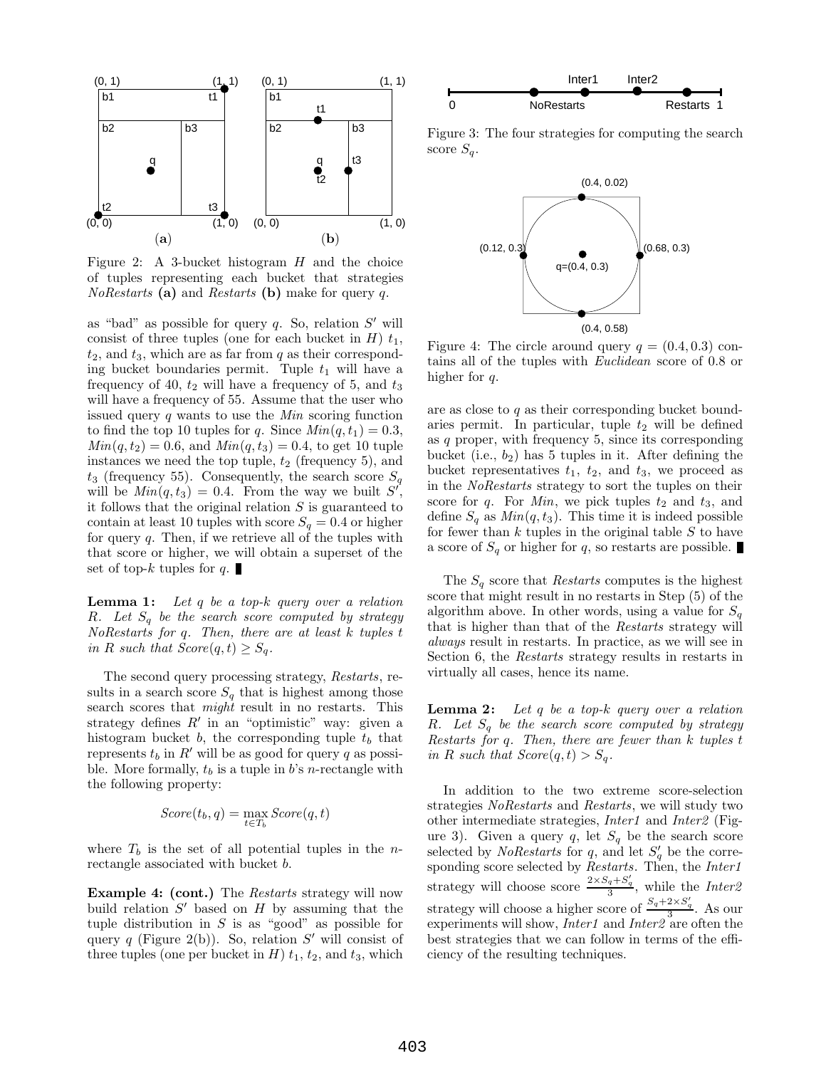Figure 2: A 3-bucket histogram $H$ and the choice of tuples representing each bucket that strategies *NoRestarts* **(a)** and *Restarts* **(b)** make for query $q$.

as "bad" as possible for query $q$. So, relation $S'$ will consist of three tuples (one for each bucket in $H$) $t_1$, $t_2$, and $t_3$, which are as far from $q$ as their corresponding bucket boundaries permit. Tuple $t_1$ will have a frequency of 40, $t_2$ will have a frequency of 5, and $t_3$ will have a frequency of 55. Assume that the user who issued query $q$ wants to use the *Min* scoring function to find the top 10 tuples for $q$. Since $Min(q, t_1) = 0.3$, $Min(q, t_2) = 0.6$, and $Min(q, t_3) = 0.4$, to get 10 tuple instances we need the top tuple, $t_2$ (frequency 5), and $t_3$ (frequency 55). Consequently, the search score $S_q$ will be $Min(q, t_3) = 0.4$. From the way we built $S'$, it follows that the original relation $S$ is guaranteed to contain at least 10 tuples with score $S_q = 0.4$ or higher for query $q$. Then, if we retrieve all of the tuples with that score or higher, we will obtain a superset of the set of top-$k$ tuples for $q$. ■

**Lemma 1:** *Let $q$ be a top-$k$ query over a relation $R$. Let $S_q$ be the search score computed by strategy NoRestarts for $q$. Then, there are at least $k$ tuples $t$ in $R$ such that $Score(q, t) \geq S_q$.*

The second query processing strategy, *Restarts*, results in a search score $S_q$ that is highest among those search scores that *might* result in no restarts. This strategy defines $R'$ in an "optimistic" way: given a histogram bucket $b$, the corresponding tuple $t_b$ that represents $t_b$ in $R'$ will be as good for query $q$ as possible. More formally, $t_b$ is a tuple in $b$'s $n$-rectangle with the following property:

$$Score(t_b, q) = \max_{t \in T_b} Score(q, t)$$

where $T_b$ is the set of all potential tuples in the $n$-rectangle associated with bucket $b$.

**Example 4: (cont.)** The *Restarts* strategy will now build relation $S'$ based on $H$ by assuming that the tuple distribution in $S$ is as "good" as possible for query $q$ (Figure 2(b)). So, relation $S'$ will consist of three tuples (one per bucket in $H$) $t_1$, $t_2$, and $t_3$, which are as close to $q$ as their corresponding bucket boundaries permit. In particular, tuple $t_2$ will be defined as $q$ proper, with frequency 5, since its corresponding bucket (i.e., $b_2$) has 5 tuples in it. After defining the bucket representatives $t_1$, $t_2$, and $t_3$, we proceed as in the *NoRestarts* strategy to sort the tuples on their score for $q$. For *Min*, we pick tuples $t_2$ and $t_3$, and define $S_q$ as $Min(q, t_3)$. This time it is indeed possible for fewer than $k$ tuples in the original table $S$ to have a score of $S_q$ or higher for $q$, so restarts are possible. ■

Figure 3: The four strategies for computing the search score $S_q$.

Figure 4: The circle around query $q = (0.4, 0.3)$ contains all of the tuples with *Euclidean* score of 0.8 or higher for $q$.

The $S_q$ score that *Restarts* computes is the highest score that might result in no restarts in Step (5) of the algorithm above. In other words, using a value for $S_q$ that is higher than that of the *Restarts* strategy will *always* result in restarts. In practice, as we will see in Section 6, the *Restarts* strategy results in restarts in virtually all cases, hence its name.

**Lemma 2:** *Let $q$ be a top-$k$ query over a relation $R$. Let $S_q$ be the search score computed by strategy Restarts for $q$. Then, there are fewer than $k$ tuples $t$ in $R$ such that $Score(q, t) > S_q$.*

In addition to the two extreme score-selection strategies *NoRestarts* and *Restarts*, we will study two other intermediate strategies, *Inter1* and *Inter2* (Figure 3). Given a query $q$, let $S_q$ be the search score selected by *NoRestarts* for $q$, and let $S'_q$ be the corresponding score selected by *Restarts*. Then, the *Inter1* strategy will choose score $\frac{2 \times S_q + S'_q}{3}$, while the *Inter2* strategy will choose a higher score of $\frac{S_q + 2 \times S'_q}{3}$. As our experiments will show, *Inter1* and *Inter2* are often the best strategies that we can follow in terms of the efficiency of the resulting techniques.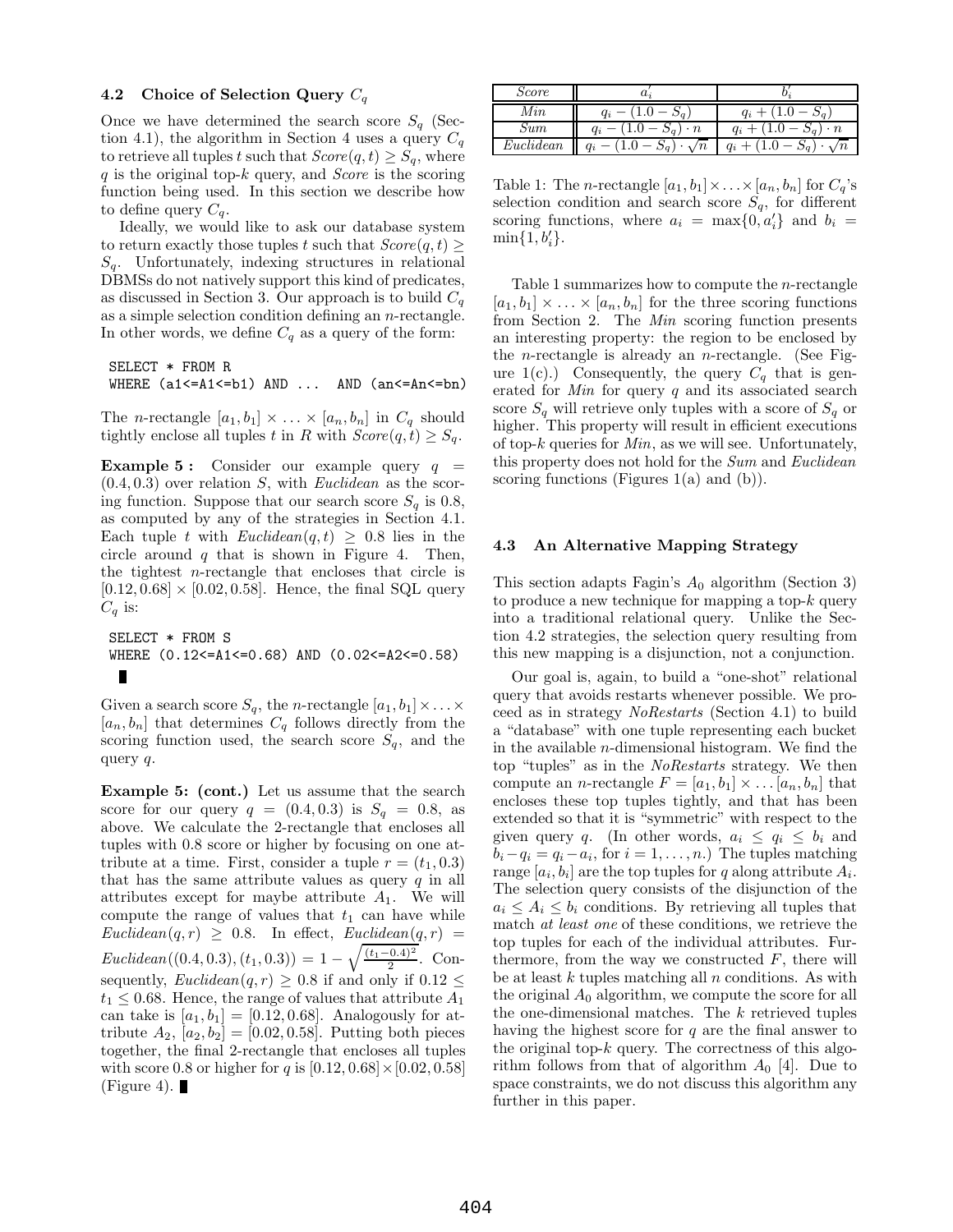### 4.2 Choice of Selection Query $C_q$

Once we have determined the search score $S_q$ (Section 4.1), the algorithm in Section 4 uses a query $C_q$ to retrieve all tuples $t$ such that $Score(q,t) \geq S_q$, where $q$ is the original top-$k$ query, and *Score* is the scoring function being used. In this section we describe how to define query $C_q$.

Ideally, we would like to ask our database system to return exactly those tuples $t$ such that $Score(q,t) \geq S_q$. Unfortunately, indexing structures in relational DBMSs do not natively support this kind of predicates, as discussed in Section 3. Our approach is to build $C_q$ as a simple selection condition defining an $n$-rectangle. In other words, we define $C_q$ as a query of the form:

```
SELECT * FROM R
WHERE (a1<=A1<=b1) AND ...  AND (an<=An<=bn)
```

The $n$-rectangle $[a_1, b_1] \times \ldots \times [a_n, b_n]$ in $C_q$ should tightly enclose all tuples $t$ in $R$ with $Score(q,t) \geq S_q$.

**Example 5 :** Consider our example query $q = (0.4, 0.3)$ over relation $S$, with *Euclidean* as the scoring function. Suppose that our search score $S_q$ is 0.8, as computed by any of the strategies in Section 4.1. Each tuple $t$ with $Euclidean(q,t) \geq 0.8$ lies in the circle around $q$ that is shown in Figure 4. Then, the tightest $n$-rectangle that encloses that circle is $[0.12, 0.68] \times [0.02, 0.58]$. Hence, the final SQL query $C_q$ is:

```
SELECT * FROM S
WHERE (0.12<=A1<=0.68) AND (0.02<=A2<=0.58)
```

■

Given a search score $S_q$, the $n$-rectangle $[a_1, b_1] \times \ldots \times [a_n, b_n]$ that determines $C_q$ follows directly from the scoring function used, the search score $S_q$, and the query $q$.

**Example 5: (cont.)** Let us assume that the search score for our query $q = (0.4, 0.3)$ is $S_q = 0.8$, as above. We calculate the 2-rectangle that encloses all tuples with 0.8 score or higher by focusing on one attribute at a time. First, consider a tuple $r = (t_1, 0.3)$ that has the same attribute values as query $q$ in all attributes except for maybe attribute $A_1$. We will compute the range of values that $t_1$ can have while $Euclidean(q,r) \geq 0.8$. In effect, $Euclidean(q,r) = Euclidean((0.4, 0.3), (t_1, 0.3)) = 1 - \sqrt{\frac{(t_1-0.4)^2}{2}}$. Consequently, $Euclidean(q,r) \geq 0.8$ if and only if $0.12 \leq t_1 \leq 0.68$. Hence, the range of values that attribute $A_1$ can take is $[a_1, b_1] = [0.12, 0.68]$. Analogously for attribute $A_2$, $[a_2, b_2] = [0.02, 0.58]$. Putting both pieces together, the final 2-rectangle that encloses all tuples with score 0.8 or higher for $q$ is $[0.12, 0.68] \times [0.02, 0.58]$ (Figure 4). ■

| *Score* | $a'_i$ | $b'_i$ |
|---|---|---|
| *Min* | $q_i - (1.0 - S_q)$ | $q_i + (1.0 - S_q)$ |
| *Sum* | $q_i - (1.0 - S_q) \cdot n$ | $q_i + (1.0 - S_q) \cdot n$ |
| *Euclidean* | $q_i - (1.0 - S_q) \cdot \sqrt{n}$ | $q_i + (1.0 - S_q) \cdot \sqrt{n}$ |

Table 1: The $n$-rectangle $[a_1, b_1] \times \ldots \times [a_n, b_n]$ for $C_q$'s selection condition and search score $S_q$, for different scoring functions, where $a_i = \max\{0, a'_i\}$ and $b_i = \min\{1, b'_i\}$.

Table 1 summarizes how to compute the $n$-rectangle $[a_1, b_1] \times \ldots \times [a_n, b_n]$ for the three scoring functions from Section 2. The *Min* scoring function presents an interesting property: the region to be enclosed by the $n$-rectangle is already an $n$-rectangle. (See Figure 1(c).) Consequently, the query $C_q$ that is generated for *Min* for query $q$ and its associated search score $S_q$ will retrieve only tuples with a score of $S_q$ or higher. This property will result in efficient executions of top-$k$ queries for *Min*, as we will see. Unfortunately, this property does not hold for the *Sum* and *Euclidean* scoring functions (Figures 1(a) and (b)).

### 4.3 An Alternative Mapping Strategy

This section adapts Fagin's $A_0$ algorithm (Section 3) to produce a new technique for mapping a top-$k$ query into a traditional relational query. Unlike the Section 4.2 strategies, the selection query resulting from this new mapping is a disjunction, not a conjunction.

Our goal is, again, to build a "one-shot" relational query that avoids restarts whenever possible. We proceed as in strategy *NoRestarts* (Section 4.1) to build a "database" with one tuple representing each bucket in the available $n$-dimensional histogram. We find the top "tuples" as in the *NoRestarts* strategy. We then compute an $n$-rectangle $F = [a_1, b_1] \times \ldots [a_n, b_n]$ that encloses these top tuples tightly, and that has been extended so that it is "symmetric" with respect to the given query $q$. (In other words, $a_i \leq q_i \leq b_i$ and $b_i - q_i = q_i - a_i$, for $i = 1, \ldots, n$.) The tuples matching range $[a_i, b_i]$ are the top tuples for $q$ along attribute $A_i$. The selection query consists of the disjunction of the $a_i \leq A_i \leq b_i$ conditions. By retrieving all tuples that match *at least one* of these conditions, we retrieve the top tuples for each of the individual attributes. Furthermore, from the way we constructed $F$, there will be at least $k$ tuples matching all $n$ conditions. As with the original $A_0$ algorithm, we compute the score for all the one-dimensional matches. The $k$ retrieved tuples having the highest score for $q$ are the final answer to the original top-$k$ query. The correctness of this algorithm follows from that of algorithm $A_0$ [4]. Due to space constraints, we do not discuss this algorithm any further in this paper.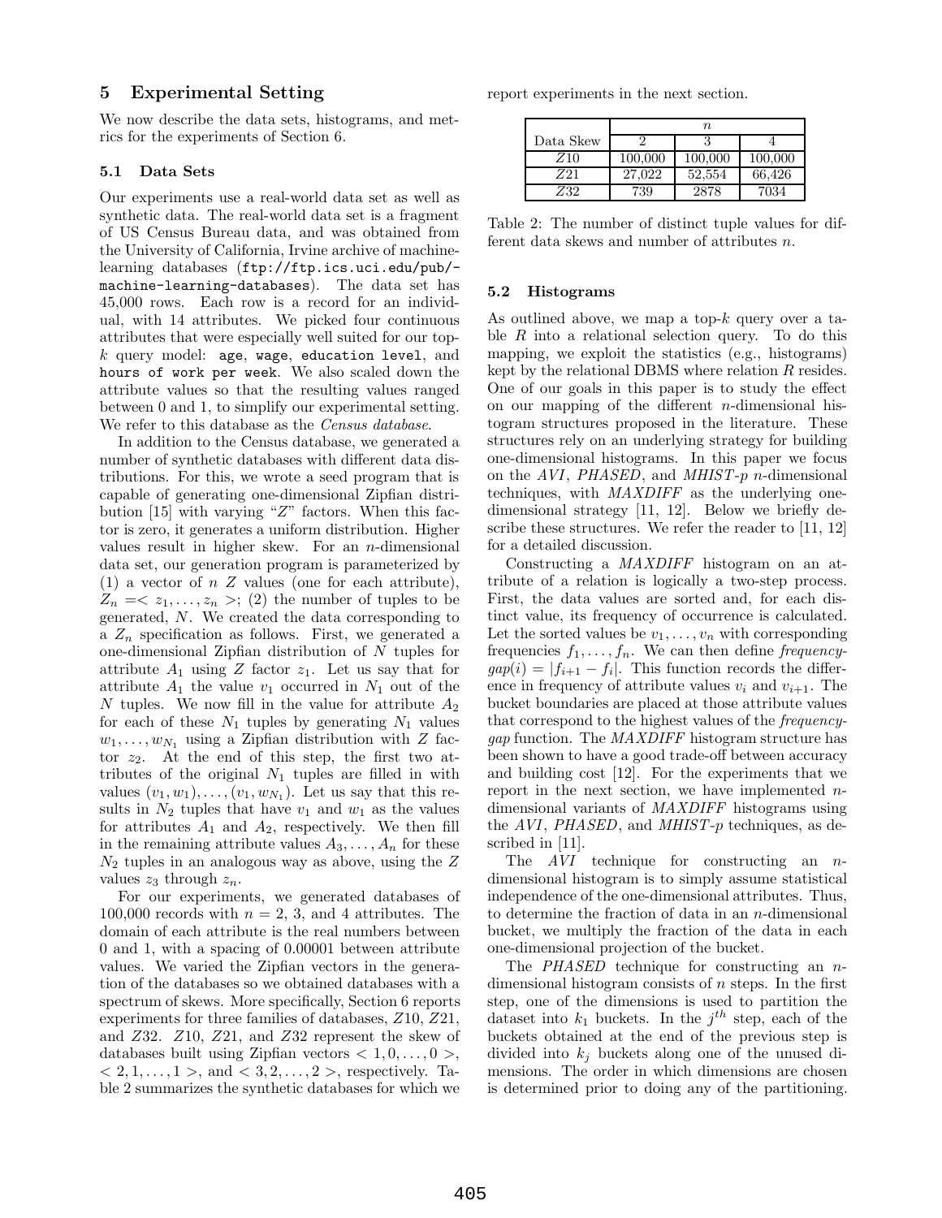## 5 Experimental Setting

We now describe the data sets, histograms, and metrics for the experiments of Section 6.

### 5.1 Data Sets

Our experiments use a real-world data set as well as synthetic data. The real-world data set is a fragment of US Census Bureau data, and was obtained from the University of California, Irvine archive of machine-learning databases (`ftp://ftp.ics.uci.edu/pub/-machine-learning-databases`). The data set has 45,000 rows. Each row is a record for an individual, with 14 attributes. We picked four continuous attributes that were especially well suited for our top-$k$ query model: `age`, `wage`, `education level`, and `hours of work per week`. We also scaled down the attribute values so that the resulting values ranged between 0 and 1, to simplify our experimental setting. We refer to this database as the *Census database*.

In addition to the Census database, we generated a number of synthetic databases with different data distributions. For this, we wrote a seed program that is capable of generating one-dimensional Zipfian distribution [15] with varying "$Z$" factors. When this factor is zero, it generates a uniform distribution. Higher values result in higher skew. For an $n$-dimensional data set, our generation program is parameterized by (1) a vector of $n$ $Z$ values (one for each attribute), $Z_n = < z_1, \ldots, z_n >$; (2) the number of tuples to be generated, $N$. We created the data corresponding to a $Z_n$ specification as follows. First, we generated a one-dimensional Zipfian distribution of $N$ tuples for attribute $A_1$ using $Z$ factor $z_1$. Let us say that for attribute $A_1$ the value $v_1$ occurred in $N_1$ out of the $N$ tuples. We now fill in the value for attribute $A_2$ for each of these $N_1$ tuples by generating $N_1$ values $w_1, \ldots, w_{N_1}$ using a Zipfian distribution with $Z$ factor $z_2$. At the end of this step, the first two attributes of the original $N_1$ tuples are filled in with values $(v_1, w_1), \ldots, (v_1, w_{N_1})$. Let us say that this results in $N_2$ tuples that have $v_1$ and $w_1$ as the values for attributes $A_1$ and $A_2$, respectively. We then fill in the remaining attribute values $A_3, \ldots, A_n$ for these $N_2$ tuples in an analogous way as above, using the $Z$ values $z_3$ through $z_n$.

For our experiments, we generated databases of 100,000 records with $n$ = 2, 3, and 4 attributes. The domain of each attribute is the real numbers between 0 and 1, with a spacing of 0.00001 between attribute values. We varied the Zipfian vectors in the generation of the databases so we obtained databases with a spectrum of skews. More specifically, Section 6 reports experiments for three families of databases, $Z10$, $Z21$, and $Z32$. $Z10$, $Z21$, and $Z32$ represent the skew of databases built using Zipfian vectors $< 1, 0, \ldots, 0 >$, $< 2, 1, \ldots, 1 >$, and $< 3, 2, \ldots, 2 >$, respectively. Table 2 summarizes the synthetic databases for which we report experiments in the next section.

| Data Skew | $n$ | | |
|---|---|---|---|
| | 2 | 3 | 4 |
| $Z10$ | 100,000 | 100,000 | 100,000 |
| $Z21$ | 27,022 | 52,554 | 66,426 |
| $Z32$ | 739 | 2878 | 7034 |

Table 2: The number of distinct tuple values for different data skews and number of attributes $n$.

### 5.2 Histograms

As outlined above, we map a top-$k$ query over a table $R$ into a relational selection query. To do this mapping, we exploit the statistics (e.g., histograms) kept by the relational DBMS where relation $R$ resides. One of our goals in this paper is to study the effect on our mapping of the different $n$-dimensional histogram structures proposed in the literature. These structures rely on an underlying strategy for building one-dimensional histograms. In this paper we focus on the *AVI*, *PHASED*, and *MHIST-p* $n$-dimensional techniques, with *MAXDIFF* as the underlying one-dimensional strategy [11, 12]. Below we briefly describe these structures. We refer the reader to [11, 12] for a detailed discussion.

Constructing a *MAXDIFF* histogram on an attribute of a relation is logically a two-step process. First, the data values are sorted and, for each distinct value, its frequency of occurrence is calculated. Let the sorted values be $v_1, \ldots, v_n$ with corresponding frequencies $f_1, \ldots, f_n$. We can then define *frequency-gap*$(i) = |f_{i+1} - f_i|$. This function records the difference in frequency of attribute values $v_i$ and $v_{i+1}$. The bucket boundaries are placed at those attribute values that correspond to the highest values of the *frequency-gap* function. The *MAXDIFF* histogram structure has been shown to have a good trade-off between accuracy and building cost [12]. For the experiments that we report in the next section, we have implemented $n$-dimensional variants of *MAXDIFF* histograms using the *AVI*, *PHASED*, and *MHIST-p* techniques, as described in [11].

The *AVI* technique for constructing an $n$-dimensional histogram is to simply assume statistical independence of the one-dimensional attributes. Thus, to determine the fraction of data in an $n$-dimensional bucket, we multiply the fraction of the data in each one-dimensional projection of the bucket.

The *PHASED* technique for constructing an $n$-dimensional histogram consists of $n$ steps. In the first step, one of the dimensions is used to partition the dataset into $k_1$ buckets. In the $j^{th}$ step, each of the buckets obtained at the end of the previous step is divided into $k_j$ buckets along one of the unused dimensions. The order in which dimensions are chosen is determined prior to doing any of the partitioning.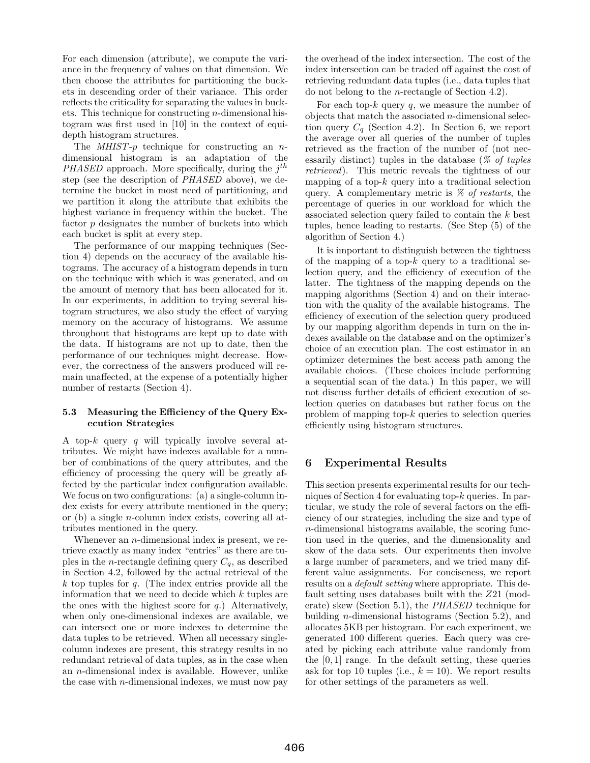For each dimension (attribute), we compute the variance in the frequency of values on that dimension. We then choose the attributes for partitioning the buckets in descending order of their variance. This order reflects the criticality for separating the values in buckets. This technique for constructing $n$-dimensional histogram was first used in [10] in the context of equidepth histogram structures.

The *MHIST-p* technique for constructing an $n$-dimensional histogram is an adaptation of the *PHASED* approach. More specifically, during the $j^{th}$ step (see the description of *PHASED* above), we determine the bucket in most need of partitioning, and we partition it along the attribute that exhibits the highest variance in frequency within the bucket. The factor $p$ designates the number of buckets into which each bucket is split at every step.

The performance of our mapping techniques (Section 4) depends on the accuracy of the available histograms. The accuracy of a histogram depends in turn on the technique with which it was generated, and on the amount of memory that has been allocated for it. In our experiments, in addition to trying several histogram structures, we also study the effect of varying memory on the accuracy of histograms. We assume throughout that histograms are kept up to date with the data. If histograms are not up to date, then the performance of our techniques might decrease. However, the correctness of the answers produced will remain unaffected, at the expense of a potentially higher number of restarts (Section 4).

### 5.3 Measuring the Efficiency of the Query Execution Strategies

A top-$k$ query $q$ will typically involve several attributes. We might have indexes available for a number of combinations of the query attributes, and the efficiency of processing the query will be greatly affected by the particular index configuration available. We focus on two configurations: (a) a single-column index exists for every attribute mentioned in the query; or (b) a single $n$-column index exists, covering all attributes mentioned in the query.

Whenever an $n$-dimensional index is present, we retrieve exactly as many index "entries" as there are tuples in the $n$-rectangle defining query $C_q$, as described in Section 4.2, followed by the actual retrieval of the $k$ top tuples for $q$. (The index entries provide all the information that we need to decide which $k$ tuples are the ones with the highest score for $q$.) Alternatively, when only one-dimensional indexes are available, we can intersect one or more indexes to determine the data tuples to be retrieved. When all necessary single-column indexes are present, this strategy results in no redundant retrieval of data tuples, as in the case when an $n$-dimensional index is available. However, unlike the case with $n$-dimensional indexes, we must now pay the overhead of the index intersection. The cost of the index intersection can be traded off against the cost of retrieving redundant data tuples (i.e., data tuples that do not belong to the $n$-rectangle of Section 4.2).

For each top-$k$ query $q$, we measure the number of objects that match the associated $n$-dimensional selection query $C_q$ (Section 4.2). In Section 6, we report the average over all queries of the number of tuples retrieved as the fraction of the number of (not necessarily distinct) tuples in the database (*% of tuples retrieved*). This metric reveals the tightness of our mapping of a top-$k$ query into a traditional selection query. A complementary metric is *% of restarts*, the percentage of queries in our workload for which the associated selection query failed to contain the $k$ best tuples, hence leading to restarts. (See Step (5) of the algorithm of Section 4.)

It is important to distinguish between the tightness of the mapping of a top-$k$ query to a traditional selection query, and the efficiency of execution of the latter. The tightness of the mapping depends on the mapping algorithms (Section 4) and on their interaction with the quality of the available histograms. The efficiency of execution of the selection query produced by our mapping algorithm depends in turn on the indexes available on the database and on the optimizer's choice of an execution plan. The cost estimator in an optimizer determines the best access path among the available choices. (These choices include performing a sequential scan of the data.) In this paper, we will not discuss further details of efficient execution of selection queries on databases but rather focus on the problem of mapping top-$k$ queries to selection queries efficiently using histogram structures.

## 6 Experimental Results

This section presents experimental results for our techniques of Section 4 for evaluating top-$k$ queries. In particular, we study the role of several factors on the efficiency of our strategies, including the size and type of $n$-dimensional histograms available, the scoring function used in the queries, and the dimensionality and skew of the data sets. Our experiments then involve a large number of parameters, and we tried many different value assignments. For conciseness, we report results on a *default setting* where appropriate. This default setting uses databases built with the *Z*21 (moderate) skew (Section 5.1), the *PHASED* technique for building $n$-dimensional histograms (Section 5.2), and allocates 5KB per histogram. For each experiment, we generated 100 different queries. Each query was created by picking each attribute value randomly from the $[0, 1]$ range. In the default setting, these queries ask for top 10 tuples (i.e., $k = 10$). We report results for other settings of the parameters as well.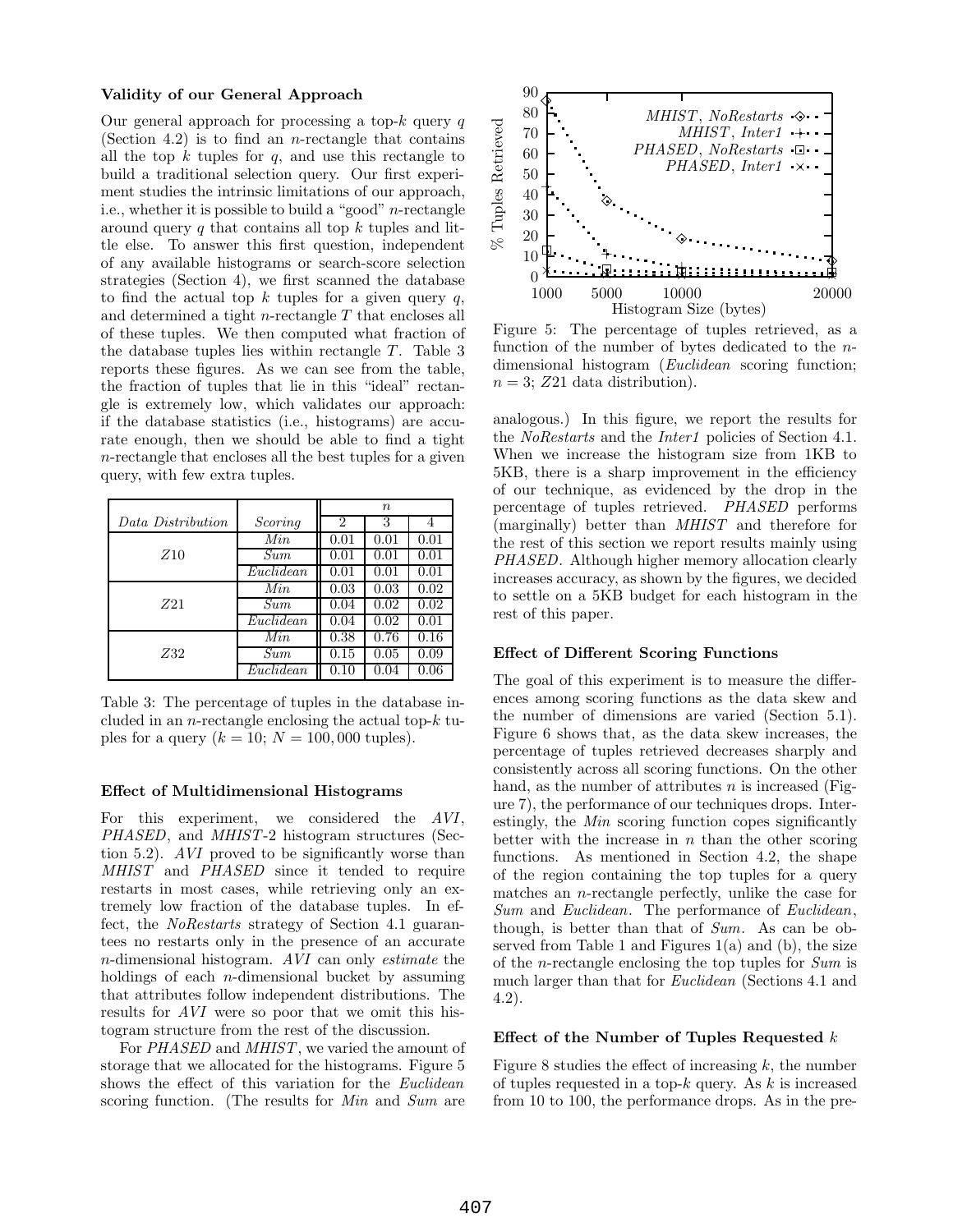**Validity of our General Approach**

Our general approach for processing a top-$k$ query $q$ (Section 4.2) is to find an $n$-rectangle that contains all the top $k$ tuples for $q$, and use this rectangle to build a traditional selection query. Our first experiment studies the intrinsic limitations of our approach, i.e., whether it is possible to build a "good" $n$-rectangle around query $q$ that contains all top $k$ tuples and little else. To answer this first question, independent of any available histograms or search-score selection strategies (Section 4), we first scanned the database to find the actual top $k$ tuples for a given query $q$, and determined a tight $n$-rectangle $T$ that encloses all of these tuples. We then computed what fraction of the database tuples lies within rectangle $T$. Table 3 reports these figures. As we can see from the table, the fraction of tuples that lie in this "ideal" rectangle is extremely low, which validates our approach: if the database statistics (i.e., histograms) are accurate enough, then we should be able to find a tight $n$-rectangle that encloses all the best tuples for a given query, with few extra tuples.

| | | $n$ | | |
|---|---|---|---|---|
| *Data Distribution* | *Scoring* | 2 | 3 | 4 |
| $Z10$ | *Min* | 0.01 | 0.01 | 0.01 |
| | *Sum* | 0.01 | 0.01 | 0.01 |
| | *Euclidean* | 0.01 | 0.01 | 0.01 |
| $Z21$ | *Min* | 0.03 | 0.03 | 0.02 |
| | *Sum* | 0.04 | 0.02 | 0.02 |
| | *Euclidean* | 0.04 | 0.02 | 0.01 |
| $Z32$ | *Min* | 0.38 | 0.76 | 0.16 |
| | *Sum* | 0.15 | 0.05 | 0.09 |
| | *Euclidean* | 0.10 | 0.04 | 0.06 |

Table 3: The percentage of tuples in the database included in an $n$-rectangle enclosing the actual top-$k$ tuples for a query ($k = 10$; $N = 100,000$ tuples).

**Effect of Multidimensional Histograms**

For this experiment, we considered the *AVI*, *PHASED*, and *MHIST*-2 histogram structures (Section 5.2). *AVI* proved to be significantly worse than *MHIST* and *PHASED* since it tended to require restarts in most cases, while retrieving only an extremely low fraction of the database tuples. In effect, the *NoRestarts* strategy of Section 4.1 guarantees no restarts only in the presence of an accurate $n$-dimensional histogram. *AVI* can only *estimate* the holdings of each $n$-dimensional bucket by assuming that attributes follow independent distributions. The results for *AVI* were so poor that we omit this histogram structure from the rest of the discussion.

For *PHASED* and *MHIST*, we varied the amount of storage that we allocated for the histograms. Figure 5 shows the effect of this variation for the *Euclidean* scoring function. (The results for *Min* and *Sum* are analogous.) In this figure, we report the results for the *NoRestarts* and the *Inter1* policies of Section 4.1. When we increase the histogram size from 1KB to 5KB, there is a sharp improvement in the efficiency of our technique, as evidenced by the drop in the percentage of tuples retrieved. *PHASED* performs (marginally) better than *MHIST* and therefore for the rest of this section we report results mainly using *PHASED*. Although higher memory allocation clearly increases accuracy, as shown by the figures, we decided to settle on a 5KB budget for each histogram in the rest of this paper.

Figure 5: The percentage of tuples retrieved, as a function of the number of bytes dedicated to the $n$-dimensional histogram (*Euclidean* scoring function; $n = 3$; $Z21$ data distribution).

**Effect of Different Scoring Functions**

The goal of this experiment is to measure the differences among scoring functions as the data skew and the number of dimensions are varied (Section 5.1). Figure 6 shows that, as the data skew increases, the percentage of tuples retrieved decreases sharply and consistently across all scoring functions. On the other hand, as the number of attributes $n$ is increased (Figure 7), the performance of our techniques drops. Interestingly, the *Min* scoring function copes significantly better with the increase in $n$ than the other scoring functions. As mentioned in Section 4.2, the shape of the region containing the top tuples for a query matches an $n$-rectangle perfectly, unlike the case for *Sum* and *Euclidean*. The performance of *Euclidean*, though, is better than that of *Sum*. As can be observed from Table 1 and Figures 1(a) and (b), the size of the $n$-rectangle enclosing the top tuples for *Sum* is much larger than that for *Euclidean* (Sections 4.1 and 4.2).

**Effect of the Number of Tuples Requested $k$**

Figure 8 studies the effect of increasing $k$, the number of tuples requested in a top-$k$ query. As $k$ is increased from 10 to 100, the performance drops. As in the pre-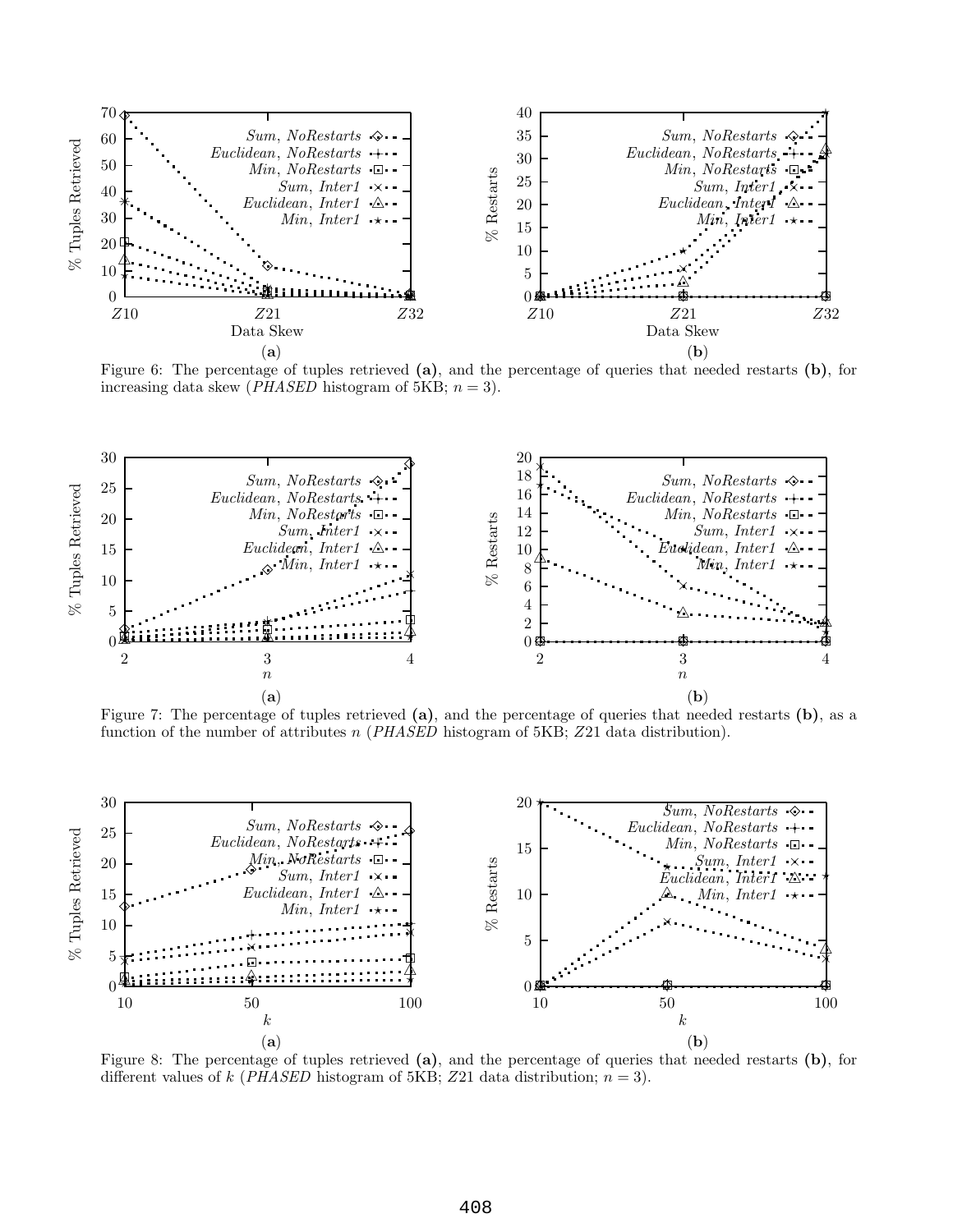Figure 6: The percentage of tuples retrieved **(a)**, and the percentage of queries that needed restarts **(b)**, for increasing data skew (*PHASED* histogram of 5KB; $n = 3$).

Figure 7: The percentage of tuples retrieved **(a)**, and the percentage of queries that needed restarts **(b)**, as a function of the number of attributes $n$ (*PHASED* histogram of 5KB; $Z21$ data distribution).

Figure 8: The percentage of tuples retrieved **(a)**, and the percentage of queries that needed restarts **(b)**, for different values of $k$ (*PHASED* histogram of 5KB; $Z21$ data distribution; $n = 3$).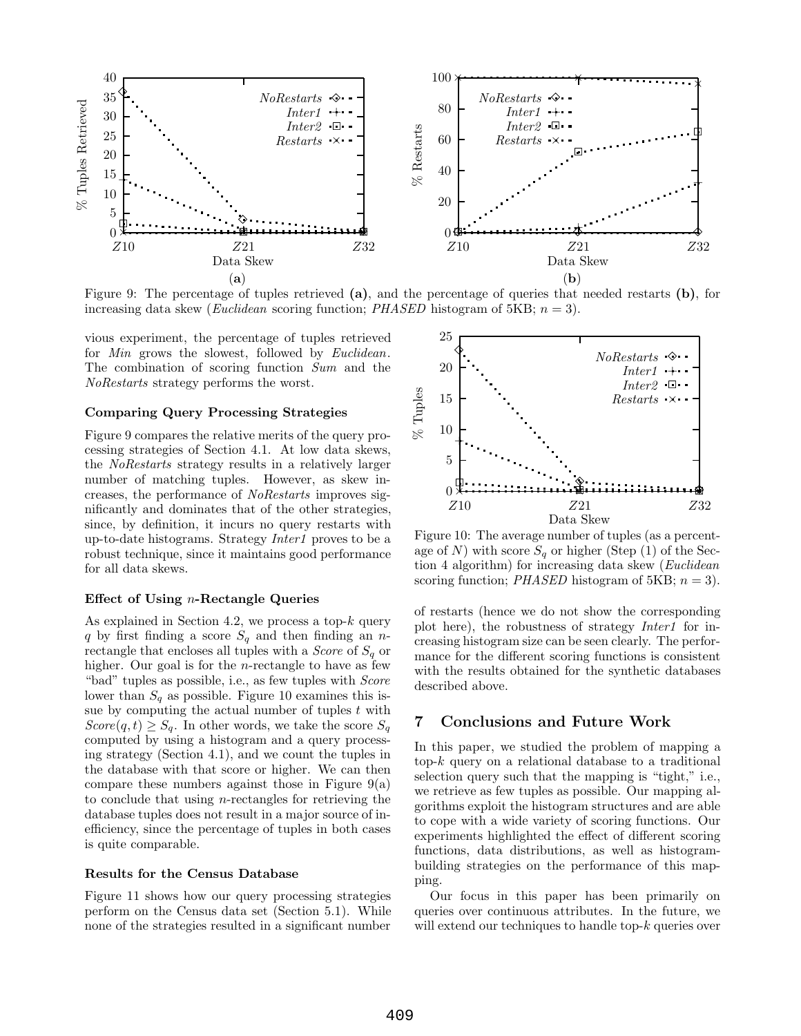Figure 9: The percentage of tuples retrieved **(a)**, and the percentage of queries that needed restarts **(b)**, for increasing data skew (*Euclidean* scoring function; *PHASED* histogram of 5KB; $n = 3$).

vious experiment, the percentage of tuples retrieved for *Min* grows the slowest, followed by *Euclidean*. The combination of scoring function *Sum* and the *NoRestarts* strategy performs the worst.

### Comparing Query Processing Strategies

Figure 9 compares the relative merits of the query processing strategies of Section 4.1. At low data skews, the *NoRestarts* strategy results in a relatively larger number of matching tuples. However, as skew increases, the performance of *NoRestarts* improves significantly and dominates that of the other strategies, since, by definition, it incurs no query restarts with up-to-date histograms. Strategy *Inter1* proves to be a robust technique, since it maintains good performance for all data skews.

### Effect of Using $n$-Rectangle Queries

As explained in Section 4.2, we process a top-$k$ query $q$ by first finding a score $S_q$ and then finding an $n$-rectangle that encloses all tuples with a *Score* of $S_q$ or higher. Our goal is for the $n$-rectangle to have as few "bad" tuples as possible, i.e., as few tuples with *Score* lower than $S_q$ as possible. Figure 10 examines this issue by computing the actual number of tuples $t$ with $Score(q, t) \geq S_q$. In other words, we take the score $S_q$ computed by using a histogram and a query processing strategy (Section 4.1), and we count the tuples in the database with that score or higher. We can then compare these numbers against those in Figure 9(a) to conclude that using $n$-rectangles for retrieving the database tuples does not result in a major source of inefficiency, since the percentage of tuples in both cases is quite comparable.

### Results for the Census Database

Figure 11 shows how our query processing strategies perform on the Census data set (Section 5.1). While none of the strategies resulted in a significant number

Figure 10: The average number of tuples (as a percentage of $N$) with score $S_q$ or higher (Step (1) of the Section 4 algorithm) for increasing data skew (*Euclidean* scoring function; *PHASED* histogram of 5KB; $n = 3$).

of restarts (hence we do not show the corresponding plot here), the robustness of strategy *Inter1* for increasing histogram size can be seen clearly. The performance for the different scoring functions is consistent with the results obtained for the synthetic databases described above.

## 7 Conclusions and Future Work

In this paper, we studied the problem of mapping a top-$k$ query on a relational database to a traditional selection query such that the mapping is "tight," i.e., we retrieve as few tuples as possible. Our mapping algorithms exploit the histogram structures and are able to cope with a wide variety of scoring functions. Our experiments highlighted the effect of different scoring functions, data distributions, as well as histogram-building strategies on the performance of this mapping.

Our focus in this paper has been primarily on queries over continuous attributes. In the future, we will extend our techniques to handle top-$k$ queries over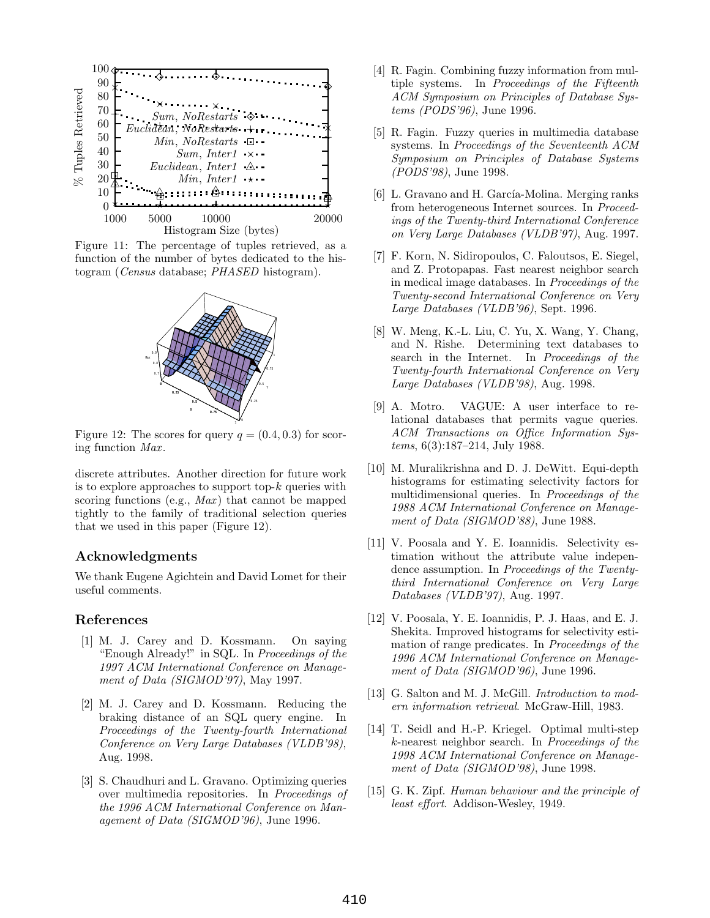100
90
80
70
60
50
40
30
20
10
0
% Tuples Retrieved
1000 5000 10000 20000
Histogram Size (bytes)
*Sum*, *NoRestarts*
*Euclidean*, *NoRestarts*
*Min*, *NoRestarts*
*Sum*, *Inter1*
*Euclidean*, *Inter1*
*Min*, *Inter1*

Figure 11: The percentage of tuples retrieved, as a function of the number of bytes dedicated to the histogram (*Census* database; *PHASED* histogram).

Figure 12: The scores for query $q = (0.4, 0.3)$ for scoring function *Max*.

discrete attributes. Another direction for future work is to explore approaches to support top-$k$ queries with scoring functions (e.g., *Max*) that cannot be mapped tightly to the family of traditional selection queries that we used in this paper (Figure 12).

## Acknowledgments

We thank Eugene Agichtein and David Lomet for their useful comments.

## References

[1] M. J. Carey and D. Kossmann. On saying "Enough Already!" in SQL. In *Proceedings of the 1997 ACM International Conference on Management of Data (SIGMOD'97)*, May 1997.

[2] M. J. Carey and D. Kossmann. Reducing the braking distance of an SQL query engine. In *Proceedings of the Twenty-fourth International Conference on Very Large Databases (VLDB'98)*, Aug. 1998.

[3] S. Chaudhuri and L. Gravano. Optimizing queries over multimedia repositories. In *Proceedings of the 1996 ACM International Conference on Management of Data (SIGMOD'96)*, June 1996.

[4] R. Fagin. Combining fuzzy information from multiple systems. In *Proceedings of the Fifteenth ACM Symposium on Principles of Database Systems (PODS'96)*, June 1996.

[5] R. Fagin. Fuzzy queries in multimedia database systems. In *Proceedings of the Seventeenth ACM Symposium on Principles of Database Systems (PODS'98)*, June 1998.

[6] L. Gravano and H. García-Molina. Merging ranks from heterogeneous Internet sources. In *Proceedings of the Twenty-third International Conference on Very Large Databases (VLDB'97)*, Aug. 1997.

[7] F. Korn, N. Sidiropoulos, C. Faloutsos, E. Siegel, and Z. Protopapas. Fast nearest neighbor search in medical image databases. In *Proceedings of the Twenty-second International Conference on Very Large Databases (VLDB'96)*, Sept. 1996.

[8] W. Meng, K.-L. Liu, C. Yu, X. Wang, Y. Chang, and N. Rishe. Determining text databases to search in the Internet. In *Proceedings of the Twenty-fourth International Conference on Very Large Databases (VLDB'98)*, Aug. 1998.

[9] A. Motro. VAGUE: A user interface to relational databases that permits vague queries. *ACM Transactions on Office Information Systems*, 6(3):187–214, July 1988.

[10] M. Muralikrishna and D. J. DeWitt. Equi-depth histograms for estimating selectivity factors for multidimensional queries. In *Proceedings of the 1988 ACM International Conference on Management of Data (SIGMOD'88)*, June 1988.

[11] V. Poosala and Y. E. Ioannidis. Selectivity estimation without the attribute value independence assumption. In *Proceedings of the Twenty-third International Conference on Very Large Databases (VLDB'97)*, Aug. 1997.

[12] V. Poosala, Y. E. Ioannidis, P. J. Haas, and E. J. Shekita. Improved histograms for selectivity estimation of range predicates. In *Proceedings of the 1996 ACM International Conference on Management of Data (SIGMOD'96)*, June 1996.

[13] G. Salton and M. J. McGill. *Introduction to modern information retrieval*. McGraw-Hill, 1983.

[14] T. Seidl and H.-P. Kriegel. Optimal multi-step $k$-nearest neighbor search. In *Proceedings of the 1998 ACM International Conference on Management of Data (SIGMOD'98)*, June 1998.

[15] G. K. Zipf. *Human behaviour and the principle of least effort*. Addison-Wesley, 1949.